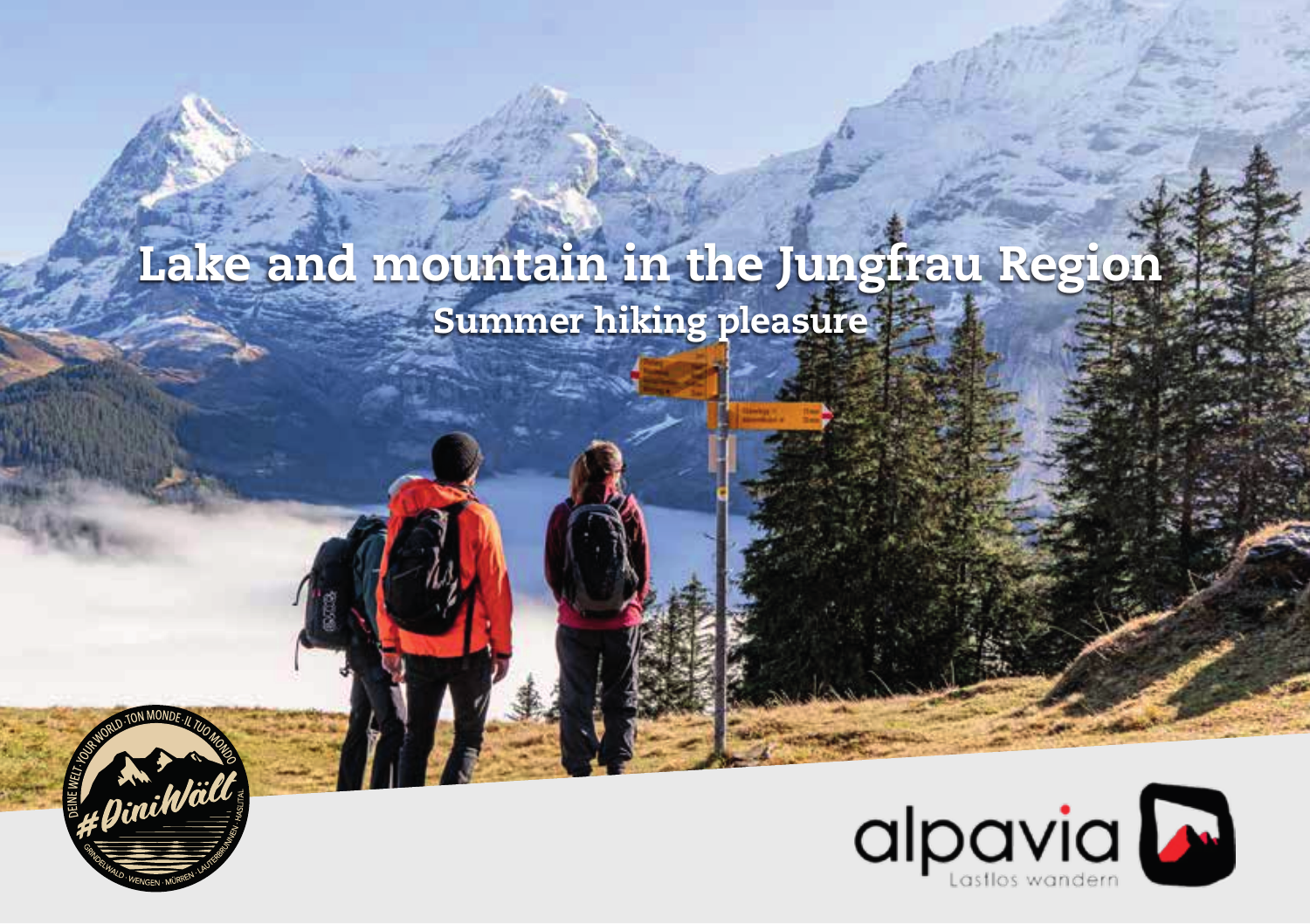# Lake and mountain in the Jungfrau Region

## Summer hiking pleasure

alpavia

Lastlos wandern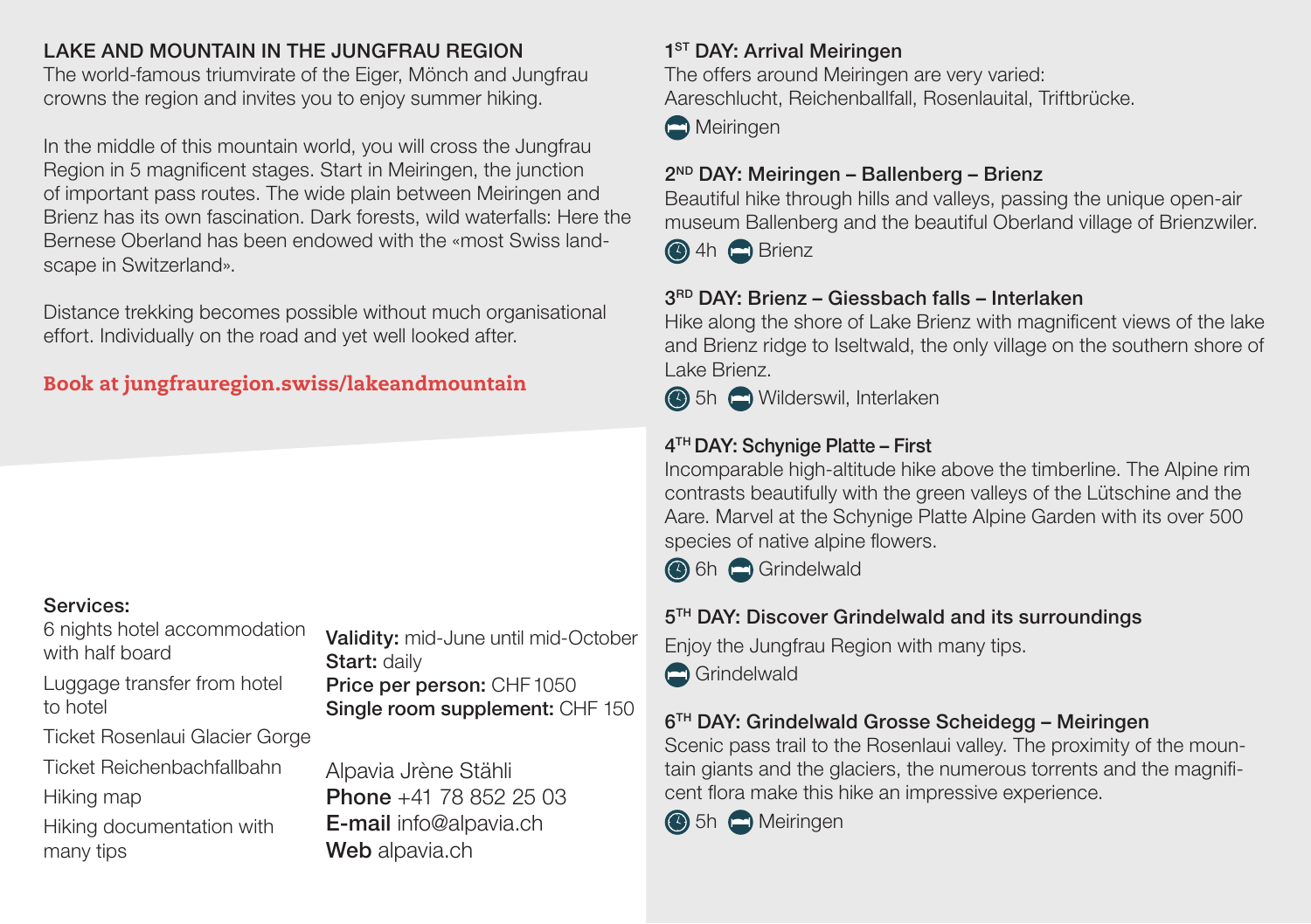## LAKE AND MOUNTAIN IN THE JUNGFRAU REGION

The world-famous triumvirate of the Eiger, Mönch and Jungfrau crowns the region and invites you to enjoy summer hiking.

In the middle of this mountain world, you will cross the Jungfrau Region in 5 magnificent stages. Start in Meiringen, the junction of important pass routes. The wide plain between Meiringen and Brienz has its own fascination. Dark forests, wild waterfalls: Here the Bernese Oberland has been endowed with the «most Swiss landscape in Switzerland».

Distance trekking becomes possible without much organisational effort. Individually on the road and yet well looked after.

**Book at jungfrauregion.swiss/lakeandmountain**

**Services:**

- 6 nights hotel accommodation with half board
- Luggage transfer from hotel to hotel
- Ticket Rosenlaui Glacier Gorge
- Ticket Reichenbachfallbahn
- Hiking map
- Hiking documentation with many tips

**Validity:** mid-June until mid-October
**Start:** daily
**Price per person:** CHF 1050
**Single room supplement:** CHF 150

Alpavia Jrène Stähli
**Phone** +41 78 852 25 03
**E-mail** info@alpavia.ch
**Web** alpavia.ch

### 1ST DAY: Arrival Meiringen

The offers around Meiringen are very varied: Aareschlucht, Reichenballfall, Rosenlauital, Triftbrücke.

Meiringen

### 2ND DAY: Meiringen – Ballenberg – Brienz

Beautiful hike through hills and valleys, passing the unique open-air museum Ballenberg and the beautiful Oberland village of Brienzwiler.

4h Brienz

### 3RD DAY: Brienz – Giessbach falls – Interlaken

Hike along the shore of Lake Brienz with magnificent views of the lake and Brienz ridge to Iseltwald, the only village on the southern shore of Lake Brienz.

5h Wilderswil, Interlaken

### 4TH DAY: Schynige Platte – First

Incomparable high-altitude hike above the timberline. The Alpine rim contrasts beautifully with the green valleys of the Lütschine and the Aare. Marvel at the Schynige Platte Alpine Garden with its over 500 species of native alpine flowers.

6h Grindelwald

### 5TH DAY: Discover Grindelwald and its surroundings

Enjoy the Jungfrau Region with many tips.

Grindelwald

### 6TH DAY: Grindelwald Grosse Scheidegg – Meiringen

Scenic pass trail to the Rosenlaui valley. The proximity of the mountain giants and the glaciers, the numerous torrents and the magnificent flora make this hike an impressive experience.

5h Meiringen